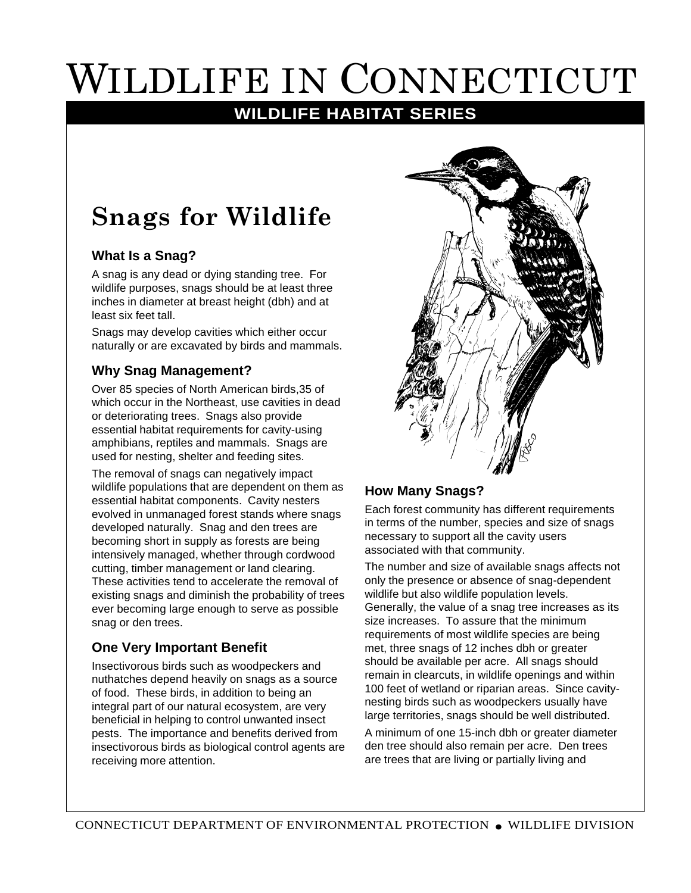# Wildlife in Connecticut

**WILDLIFE HABITAT SERIES**

## Snags for Wildlife

### What Is a Snag?

A snag is any dead or dying standing tree. For wildlife purposes, snags should be at least three inches in diameter at breast height (dbh) and at least six feet tall.

Snags may develop cavities which either occur naturally or are excavated by birds and mammals.

### Why Snag Management?

Over 85 species of North American birds,35 of which occur in the Northeast, use cavities in dead or deteriorating trees. Snags also provide essential habitat requirements for cavity-using amphibians, reptiles and mammals. Snags are used for nesting, shelter and feeding sites.

The removal of snags can negatively impact wildlife populations that are dependent on them as essential habitat components. Cavity nesters evolved in unmanaged forest stands where snags developed naturally. Snag and den trees are becoming short in supply as forests are being intensively managed, whether through cordwood cutting, timber management or land clearing. These activities tend to accelerate the removal of existing snags and diminish the probability of trees ever becoming large enough to serve as possible snag or den trees.

### One Very Important Benefit

Insectivorous birds such as woodpeckers and nuthatches depend heavily on snags as a source of food. These birds, in addition to being an integral part of our natural ecosystem, are very beneficial in helping to control unwanted insect pests. The importance and benefits derived from insectivorous birds as biological control agents are receiving more attention.

### How Many Snags?

Each forest community has different requirements in terms of the number, species and size of snags necessary to support all the cavity users associated with that community.

The number and size of available snags affects not only the presence or absence of snag-dependent wildlife but also wildlife population levels. Generally, the value of a snag tree increases as its size increases. To assure that the minimum requirements of most wildlife species are being met, three snags of 12 inches dbh or greater should be available per acre. All snags should remain in clearcuts, in wildlife openings and within 100 feet of wetland or riparian areas. Since cavity-nesting birds such as woodpeckers usually have large territories, snags should be well distributed.

A minimum of one 15-inch dbh or greater diameter den tree should also remain per acre. Den trees are trees that are living or partially living and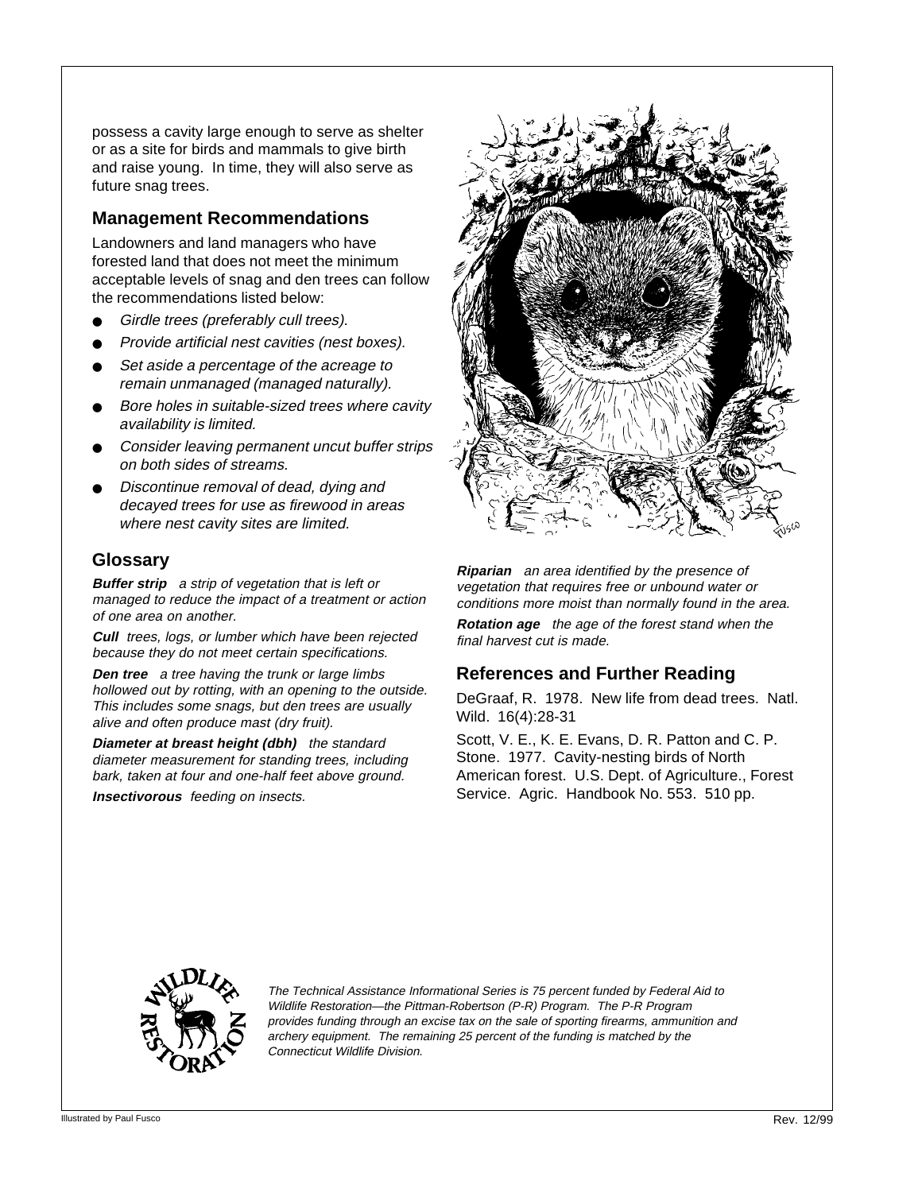possess a cavity large enough to serve as shelter or as a site for birds and mammals to give birth and raise young. In time, they will also serve as future snag trees.

## Management Recommendations

Landowners and land managers who have forested land that does not meet the minimum acceptable levels of snag and den trees can follow the recommendations listed below:

- *Girdle trees (preferably cull trees).*
- *Provide artificial nest cavities (nest boxes).*
- *Set aside a percentage of the acreage to remain unmanaged (managed naturally).*
- *Bore holes in suitable-sized trees where cavity availability is limited.*
- *Consider leaving permanent uncut buffer strips on both sides of streams.*
- *Discontinue removal of dead, dying and decayed trees for use as firewood in areas where nest cavity sites are limited.*

## Glossary

***Buffer strip*** *a strip of vegetation that is left or managed to reduce the impact of a treatment or action of one area on another.*

***Cull*** *trees, logs, or lumber which have been rejected because they do not meet certain specifications.*

***Den tree*** *a tree having the trunk or large limbs hollowed out by rotting, with an opening to the outside. This includes some snags, but den trees are usually alive and often produce mast (dry fruit).*

***Diameter at breast height (dbh)*** *the standard diameter measurement for standing trees, including bark, taken at four and one-half feet above ground.*

***Insectivorous*** *feeding on insects.*

***Riparian*** *an area identified by the presence of vegetation that requires free or unbound water or conditions more moist than normally found in the area.*

***Rotation age*** *the age of the forest stand when the final harvest cut is made.*

## References and Further Reading

DeGraaf, R. 1978. New life from dead trees. Natl. Wild. 16(4):28-31

Scott, V. E., K. E. Evans, D. R. Patton and C. P. Stone. 1977. Cavity-nesting birds of North American forest. U.S. Dept. of Agriculture., Forest Service. Agric. Handbook No. 553. 510 pp.

*The Technical Assistance Informational Series is 75 percent funded by Federal Aid to Wildlife Restoration—the Pittman-Robertson (P-R) Program. The P-R Program provides funding through an excise tax on the sale of sporting firearms, ammunition and archery equipment. The remaining 25 percent of the funding is matched by the Connecticut Wildlife Division.*

Illustrated by Paul Fusco

Rev. 12/99